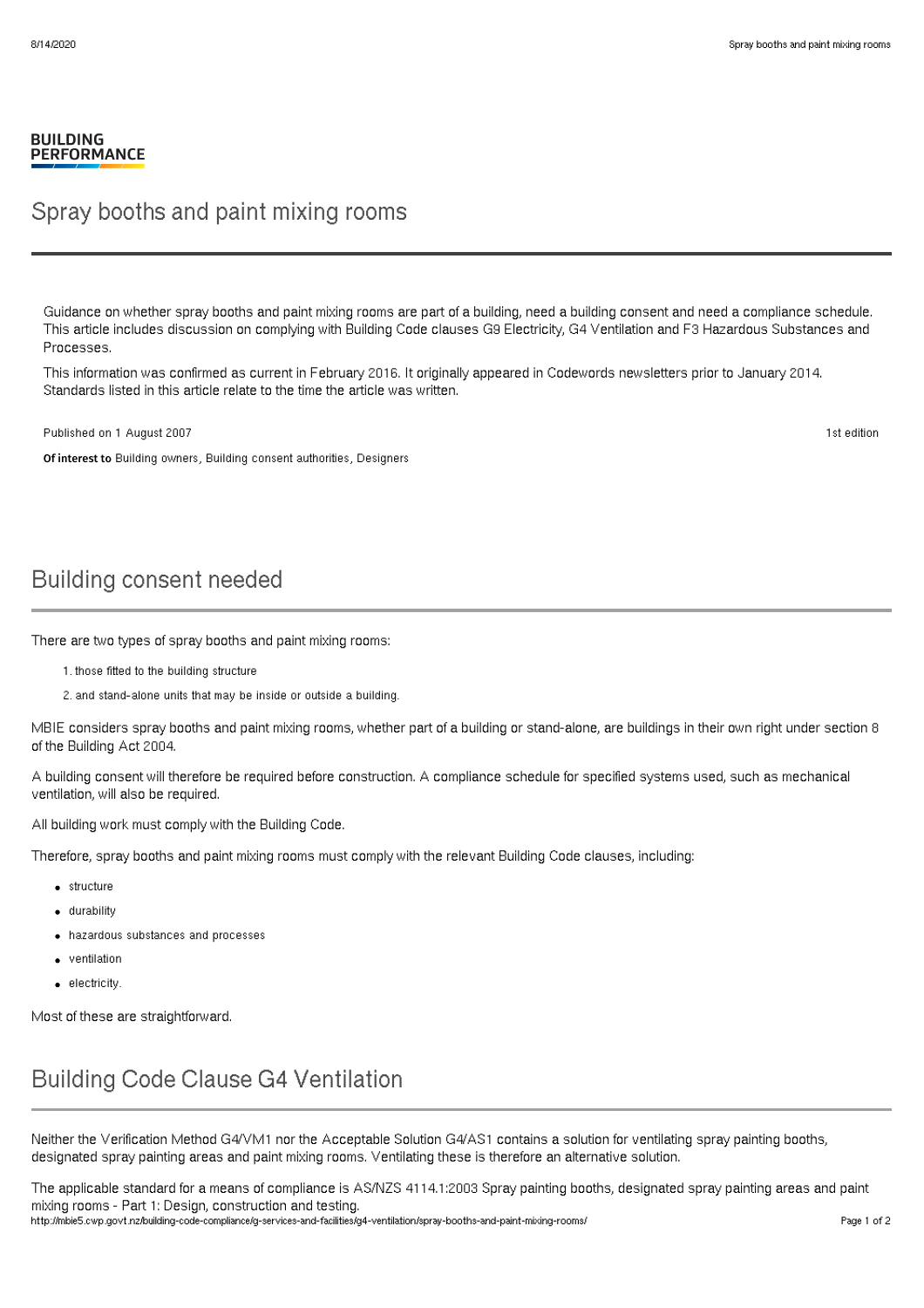BUILDING PERFORMANCE

# Spray booths and paint mixing rooms

Guidance on whether spray booths and paint mixing rooms are part of a building, need a building consent and need a compliance schedule. This article includes discussion on complying with Building Code clauses G9 Electricity, G4 Ventilation and F3 Hazardous Substances and Processes.

This information was confirmed as current in February 2016. It originally appeared in Codewords newsletters prior to January 2014. Standards listed in this article relate to the time the article was written.

Published on 1 August 2007

1st edition

**Of interest to** Building owners, Building consent authorities, Designers

## Building consent needed

There are two types of spray booths and paint mixing rooms:

1. those fitted to the building structure
2. and stand-alone units that may be inside or outside a building.

MBIE considers spray booths and paint mixing rooms, whether part of a building or stand-alone, are buildings in their own right under section 8 of the Building Act 2004.

A building consent will therefore be required before construction. A compliance schedule for specified systems used, such as mechanical ventilation, will also be required.

All building work must comply with the Building Code.

Therefore, spray booths and paint mixing rooms must comply with the relevant Building Code clauses, including:

- structure
- durability
- hazardous substances and processes
- ventilation
- electricity.

Most of these are straightforward.

## Building Code Clause G4 Ventilation

Neither the Verification Method G4/VM1 nor the Acceptable Solution G4/AS1 contains a solution for ventilating spray painting booths, designated spray painting areas and paint mixing rooms. Ventilating these is therefore an alternative solution.

The applicable standard for a means of compliance is AS/NZS 4114.1:2003 Spray painting booths, designated spray painting areas and paint mixing rooms - Part 1: Design, construction and testing.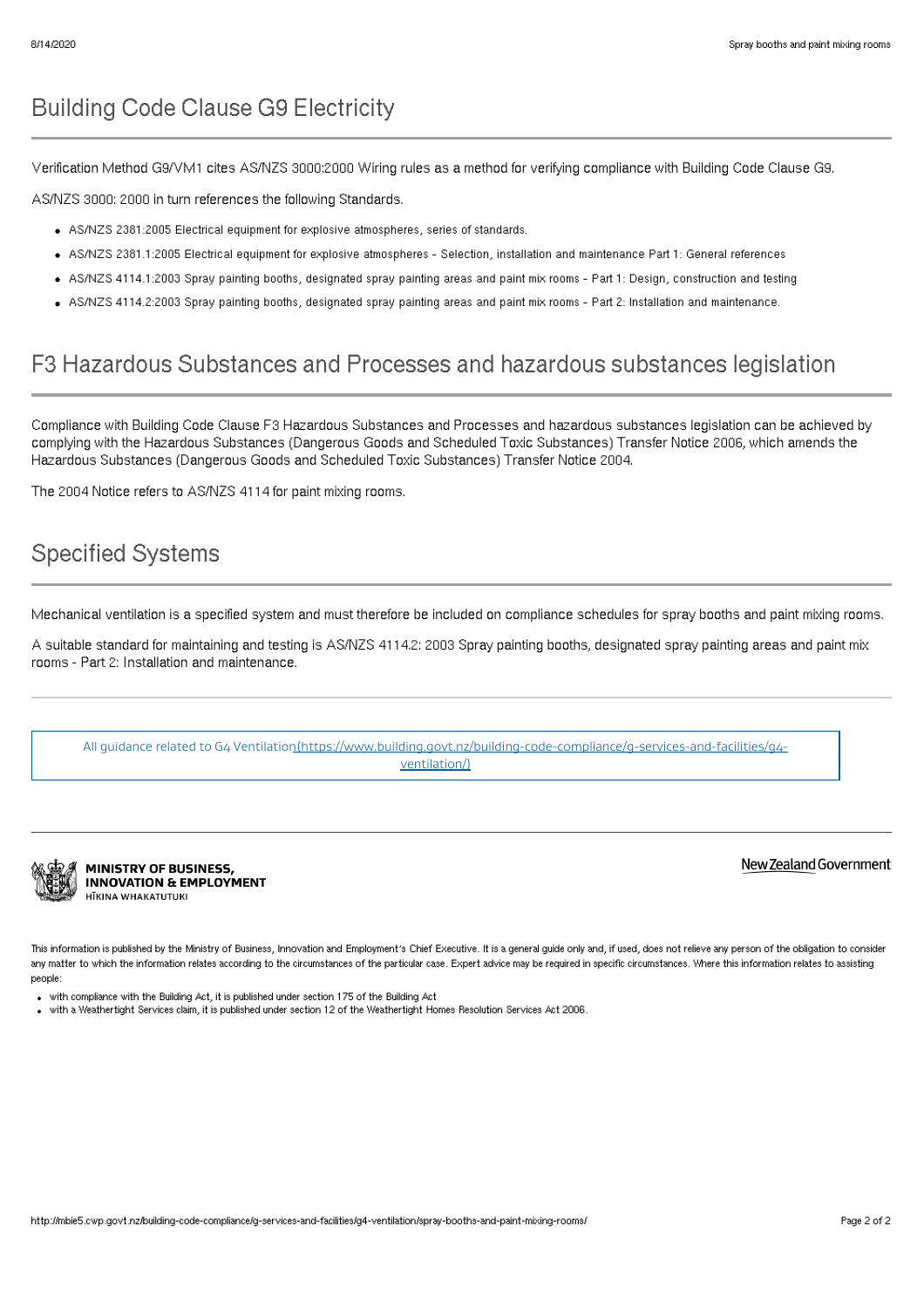## Building Code Clause G9 Electricity

Verification Method G9/VM1 cites AS/NZS 3000:2000 Wiring rules as a method for verifying compliance with Building Code Clause G9.

AS/NZS 3000: 2000 in turn references the following Standards.

- AS/NZS 2381:2005 Electrical equipment for explosive atmospheres, series of standards.
- AS/NZS 2381.1:2005 Electrical equipment for explosive atmospheres - Selection, installation and maintenance Part 1: General references
- AS/NZS 4114.1:2003 Spray painting booths, designated spray painting areas and paint mix rooms - Part 1: Design, construction and testing
- AS/NZS 4114.2:2003 Spray painting booths, designated spray painting areas and paint mix rooms - Part 2: Installation and maintenance.

## F3 Hazardous Substances and Processes and hazardous substances legislation

Compliance with Building Code Clause F3 Hazardous Substances and Processes and hazardous substances legislation can be achieved by complying with the Hazardous Substances (Dangerous Goods and Scheduled Toxic Substances) Transfer Notice 2006, which amends the Hazardous Substances (Dangerous Goods and Scheduled Toxic Substances) Transfer Notice 2004.

The 2004 Notice refers to AS/NZS 4114 for paint mixing rooms.

## Specified Systems

Mechanical ventilation is a specified system and must therefore be included on compliance schedules for spray booths and paint mixing rooms.

A suitable standard for maintaining and testing is AS/NZS 4114.2: 2003 Spray painting booths, designated spray painting areas and paint mix rooms - Part 2: Installation and maintenance.

All guidance related to G4 Ventilation(https://www.building.govt.nz/building-code-compliance/g-services-and-facilities/g4-ventilation/)

**MINISTRY OF BUSINESS, INNOVATION & EMPLOYMENT**
HĪKINA WHAKATUTUKI

New Zealand Government

This information is published by the Ministry of Business, Innovation and Employment's Chief Executive. It is a general guide only and, if used, does not relieve any person of the obligation to consider any matter to which the information relates according to the circumstances of the particular case. Expert advice may be required in specific circumstances. Where this information relates to assisting people:

- with compliance with the Building Act, it is published under section 175 of the Building Act
- with a Weathertight Services claim, it is published under section 12 of the Weathertight Homes Resolution Services Act 2006.